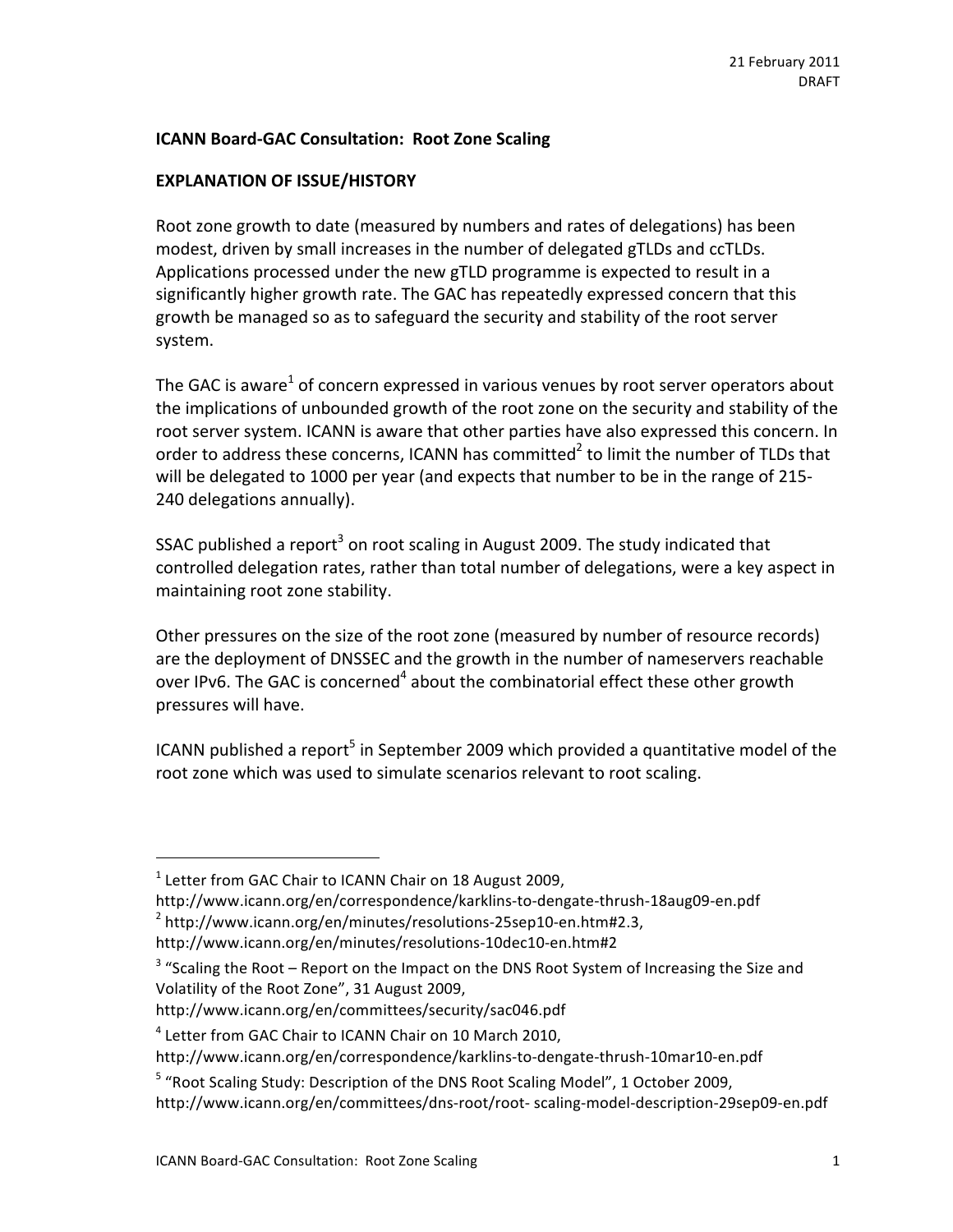21 February 2011
DRAFT

**ICANN Board-GAC Consultation: Root Zone Scaling**

**EXPLANATION OF ISSUE/HISTORY**

Root zone growth to date (measured by numbers and rates of delegations) has been modest, driven by small increases in the number of delegated gTLDs and ccTLDs. Applications processed under the new gTLD programme is expected to result in a significantly higher growth rate. The GAC has repeatedly expressed concern that this growth be managed so as to safeguard the security and stability of the root server system.

The GAC is aware[1] of concern expressed in various venues by root server operators about the implications of unbounded growth of the root zone on the security and stability of the root server system. ICANN is aware that other parties have also expressed this concern. In order to address these concerns, ICANN has committed[2] to limit the number of TLDs that will be delegated to 1000 per year (and expects that number to be in the range of 215-240 delegations annually).

SSAC published a report[3] on root scaling in August 2009. The study indicated that controlled delegation rates, rather than total number of delegations, were a key aspect in maintaining root zone stability.

Other pressures on the size of the root zone (measured by number of resource records) are the deployment of DNSSEC and the growth in the number of nameservers reachable over IPv6. The GAC is concerned[4] about the combinatorial effect these other growth pressures will have.

ICANN published a report[5] in September 2009 which provided a quantitative model of the root zone which was used to simulate scenarios relevant to root scaling.

---

[1] Letter from GAC Chair to ICANN Chair on 18 August 2009, http://www.icann.org/en/correspondence/karklins-to-dengate-thrush-18aug09-en.pdf

[2] http://www.icann.org/en/minutes/resolutions-25sep10-en.htm#2.3, http://www.icann.org/en/minutes/resolutions-10dec10-en.htm#2

[3] "Scaling the Root – Report on the Impact on the DNS Root System of Increasing the Size and Volatility of the Root Zone", 31 August 2009, http://www.icann.org/en/committees/security/sac046.pdf

[4] Letter from GAC Chair to ICANN Chair on 10 March 2010, http://www.icann.org/en/correspondence/karklins-to-dengate-thrush-10mar10-en.pdf

[5] "Root Scaling Study: Description of the DNS Root Scaling Model", 1 October 2009, http://www.icann.org/en/committees/dns-root/root- scaling-model-description-29sep09-en.pdf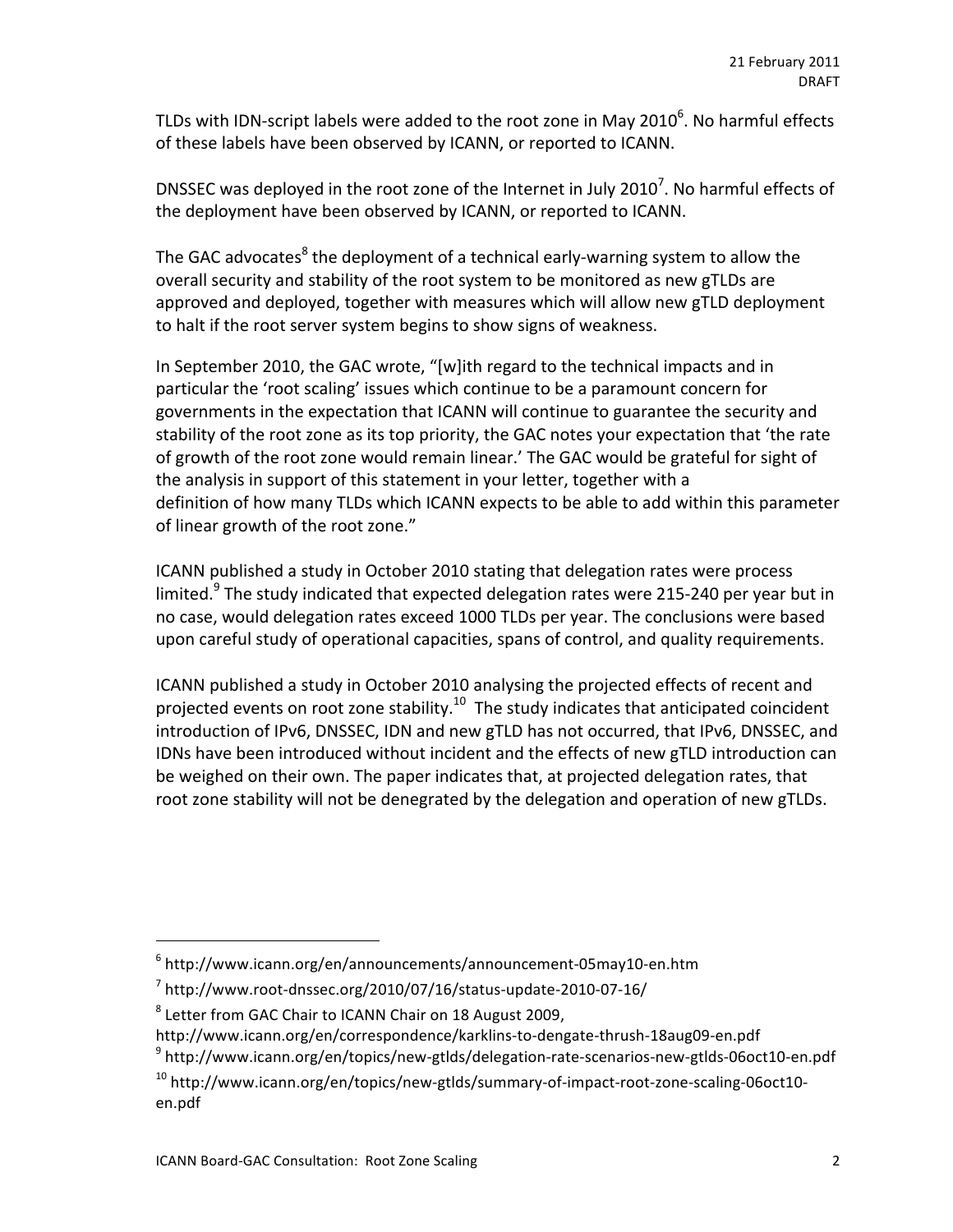TLDs with IDN-script labels were added to the root zone in May 2010[6]. No harmful effects of these labels have been observed by ICANN, or reported to ICANN.

DNSSEC was deployed in the root zone of the Internet in July 2010[7]. No harmful effects of the deployment have been observed by ICANN, or reported to ICANN.

The GAC advocates[8] the deployment of a technical early-warning system to allow the overall security and stability of the root system to be monitored as new gTLDs are approved and deployed, together with measures which will allow new gTLD deployment to halt if the root server system begins to show signs of weakness.

In September 2010, the GAC wrote, "[w]ith regard to the technical impacts and in particular the 'root scaling' issues which continue to be a paramount concern for governments in the expectation that ICANN will continue to guarantee the security and stability of the root zone as its top priority, the GAC notes your expectation that 'the rate of growth of the root zone would remain linear.' The GAC would be grateful for sight of the analysis in support of this statement in your letter, together with a definition of how many TLDs which ICANN expects to be able to add within this parameter of linear growth of the root zone."

ICANN published a study in October 2010 stating that delegation rates were process limited.[9] The study indicated that expected delegation rates were 215-240 per year but in no case, would delegation rates exceed 1000 TLDs per year. The conclusions were based upon careful study of operational capacities, spans of control, and quality requirements.

ICANN published a study in October 2010 analysing the projected effects of recent and projected events on root zone stability.[10] The study indicates that anticipated coincident introduction of IPv6, DNSSEC, IDN and new gTLD has not occurred, that IPv6, DNSSEC, and IDNs have been introduced without incident and the effects of new gTLD introduction can be weighed on their own. The paper indicates that, at projected delegation rates, that root zone stability will not be denegrated by the delegation and operation of new gTLDs.

---

[6] http://www.icann.org/en/announcements/announcement-05may10-en.htm

[7] http://www.root-dnssec.org/2010/07/16/status-update-2010-07-16/

[8] Letter from GAC Chair to ICANN Chair on 18 August 2009, http://www.icann.org/en/correspondence/karklins-to-dengate-thrush-18aug09-en.pdf

[9] http://www.icann.org/en/topics/new-gtlds/delegation-rate-scenarios-new-gtlds-06oct10-en.pdf

[10] http://www.icann.org/en/topics/new-gtlds/summary-of-impact-root-zone-scaling-06oct10-en.pdf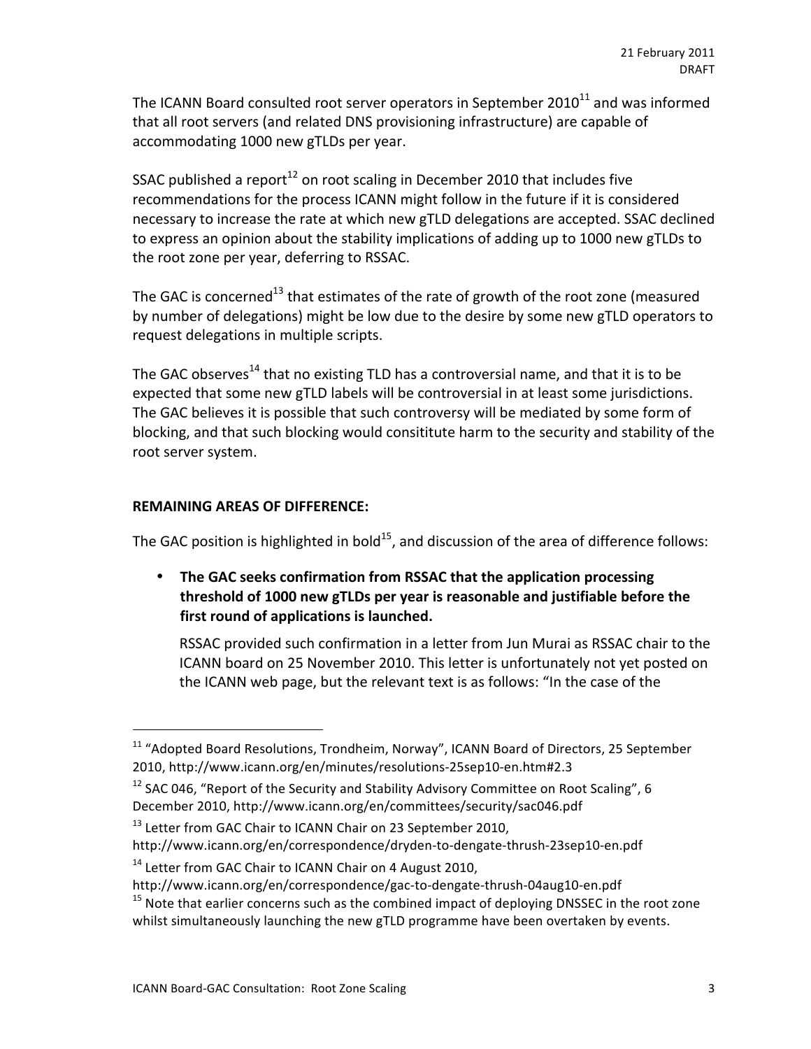The ICANN Board consulted root server operators in September 2010[11] and was informed that all root servers (and related DNS provisioning infrastructure) are capable of accommodating 1000 new gTLDs per year.

SSAC published a report[12] on root scaling in December 2010 that includes five recommendations for the process ICANN might follow in the future if it is considered necessary to increase the rate at which new gTLD delegations are accepted. SSAC declined to express an opinion about the stability implications of adding up to 1000 new gTLDs to the root zone per year, deferring to RSSAC.

The GAC is concerned[13] that estimates of the rate of growth of the root zone (measured by number of delegations) might be low due to the desire by some new gTLD operators to request delegations in multiple scripts.

The GAC observes[14] that no existing TLD has a controversial name, and that it is to be expected that some new gTLD labels will be controversial in at least some jurisdictions. The GAC believes it is possible that such controversy will be mediated by some form of blocking, and that such blocking would consititute harm to the security and stability of the root server system.

**REMAINING AREAS OF DIFFERENCE:**

The GAC position is highlighted in bold[15], and discussion of the area of difference follows:

- **The GAC seeks confirmation from RSSAC that the application processing threshold of 1000 new gTLDs per year is reasonable and justifiable before the first round of applications is launched.**

  RSSAC provided such confirmation in a letter from Jun Murai as RSSAC chair to the ICANN board on 25 November 2010. This letter is unfortunately not yet posted on the ICANN web page, but the relevant text is as follows: "In the case of the

---

[11] "Adopted Board Resolutions, Trondheim, Norway", ICANN Board of Directors, 25 September 2010, http://www.icann.org/en/minutes/resolutions-25sep10-en.htm#2.3

[12] SAC 046, "Report of the Security and Stability Advisory Committee on Root Scaling", 6 December 2010, http://www.icann.org/en/committees/security/sac046.pdf

[13] Letter from GAC Chair to ICANN Chair on 23 September 2010, http://www.icann.org/en/correspondence/dryden-to-dengate-thrush-23sep10-en.pdf

[14] Letter from GAC Chair to ICANN Chair on 4 August 2010, http://www.icann.org/en/correspondence/gac-to-dengate-thrush-04aug10-en.pdf

[15] Note that earlier concerns such as the combined impact of deploying DNSSEC in the root zone whilst simultaneously launching the new gTLD programme have been overtaken by events.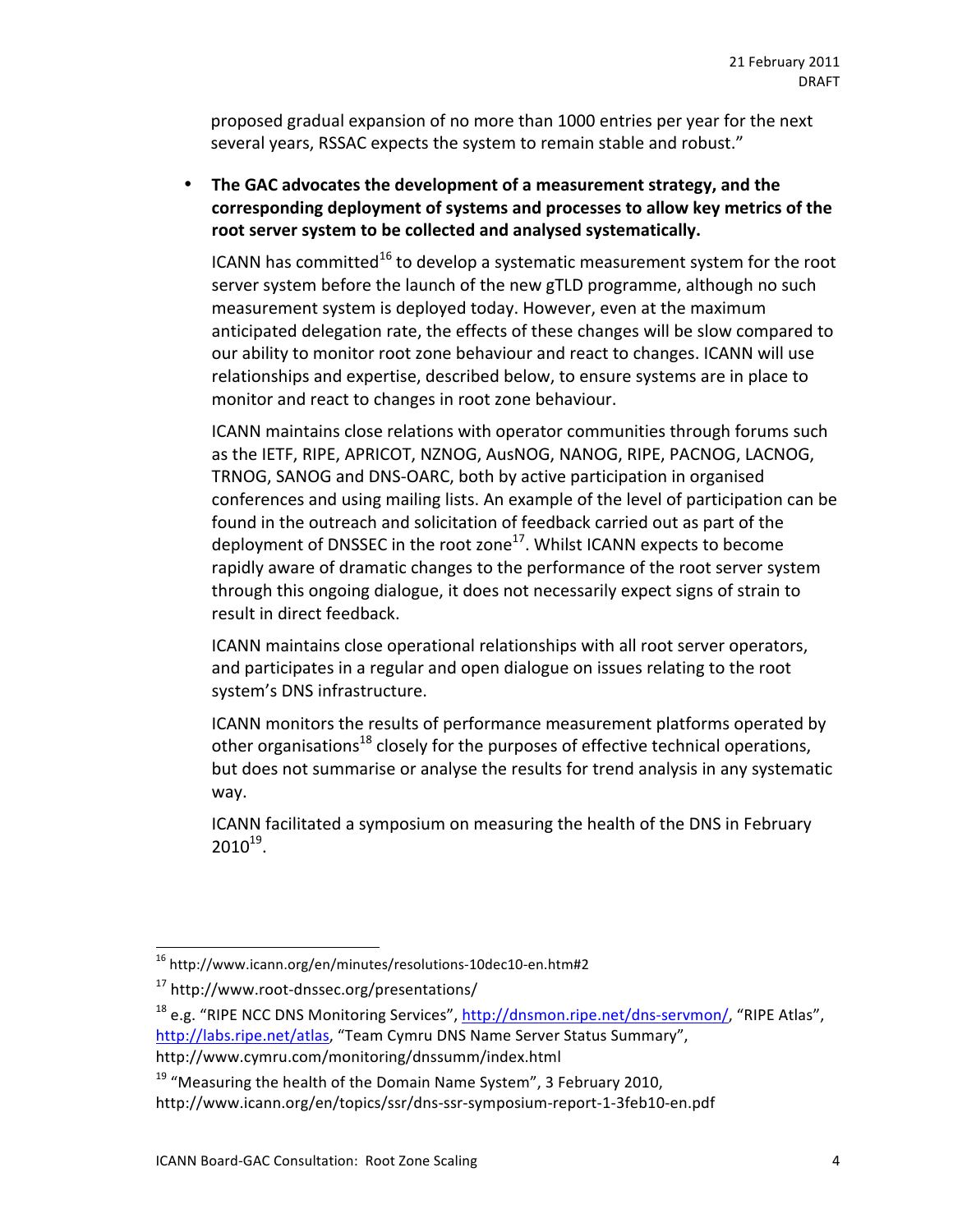proposed gradual expansion of no more than 1000 entries per year for the next several years, RSSAC expects the system to remain stable and robust."

- **The GAC advocates the development of a measurement strategy, and the corresponding deployment of systems and processes to allow key metrics of the root server system to be collected and analysed systematically.**

  ICANN has committed[16] to develop a systematic measurement system for the root server system before the launch of the new gTLD programme, although no such measurement system is deployed today. However, even at the maximum anticipated delegation rate, the effects of these changes will be slow compared to our ability to monitor root zone behaviour and react to changes. ICANN will use relationships and expertise, described below, to ensure systems are in place to monitor and react to changes in root zone behaviour.

  ICANN maintains close relations with operator communities through forums such as the IETF, RIPE, APRICOT, NZNOG, AusNOG, NANOG, RIPE, PACNOG, LACNOG, TRNOG, SANOG and DNS-OARC, both by active participation in organised conferences and using mailing lists. An example of the level of participation can be found in the outreach and solicitation of feedback carried out as part of the deployment of DNSSEC in the root zone[17]. Whilst ICANN expects to become rapidly aware of dramatic changes to the performance of the root server system through this ongoing dialogue, it does not necessarily expect signs of strain to result in direct feedback.

  ICANN maintains close operational relationships with all root server operators, and participates in a regular and open dialogue on issues relating to the root system's DNS infrastructure.

  ICANN monitors the results of performance measurement platforms operated by other organisations[18] closely for the purposes of effective technical operations, but does not summarise or analyse the results for trend analysis in any systematic way.

  ICANN facilitated a symposium on measuring the health of the DNS in February 2010[19].

---

[16] http://www.icann.org/en/minutes/resolutions-10dec10-en.htm#2

[17] http://www.root-dnssec.org/presentations/

[18] e.g. "RIPE NCC DNS Monitoring Services", http://dnsmon.ripe.net/dns-servmon/, "RIPE Atlas", http://labs.ripe.net/atlas, "Team Cymru DNS Name Server Status Summary", http://www.cymru.com/monitoring/dnssumm/index.html

[19] "Measuring the health of the Domain Name System", 3 February 2010, http://www.icann.org/en/topics/ssr/dns-ssr-symposium-report-1-3feb10-en.pdf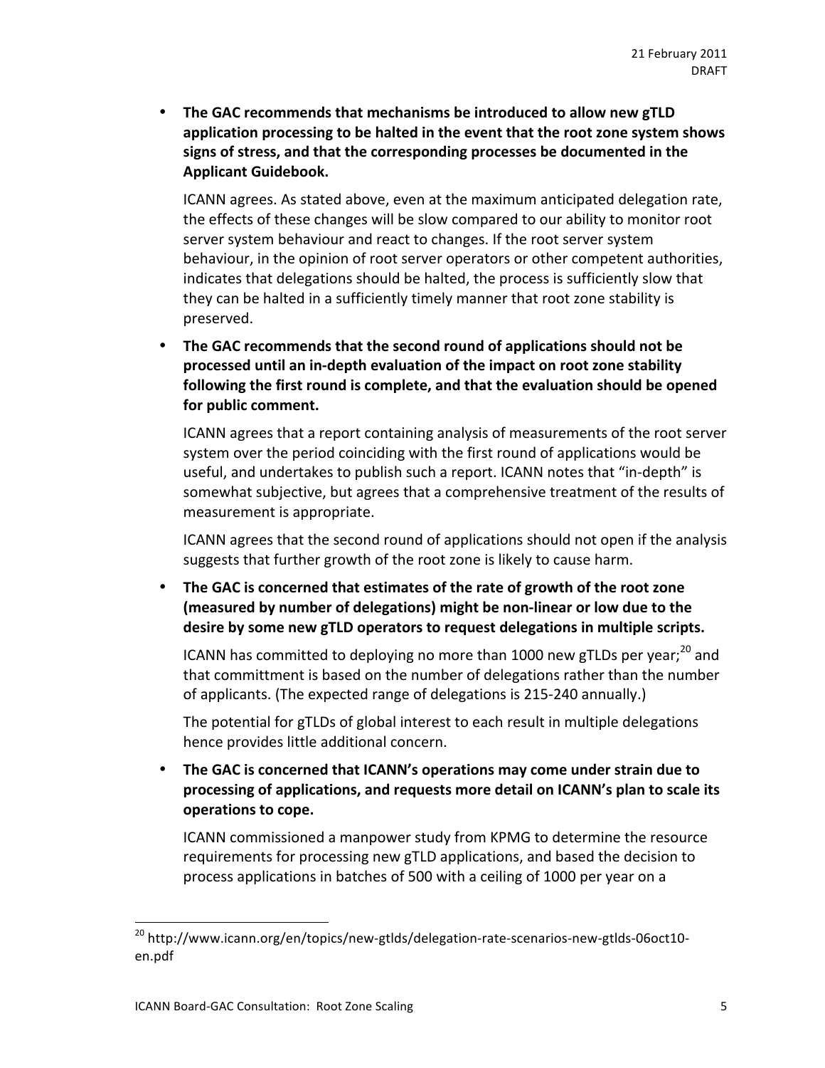- **The GAC recommends that mechanisms be introduced to allow new gTLD application processing to be halted in the event that the root zone system shows signs of stress, and that the corresponding processes be documented in the Applicant Guidebook.**

  ICANN agrees. As stated above, even at the maximum anticipated delegation rate, the effects of these changes will be slow compared to our ability to monitor root server system behaviour and react to changes. If the root server system behaviour, in the opinion of root server operators or other competent authorities, indicates that delegations should be halted, the process is sufficiently slow that they can be halted in a sufficiently timely manner that root zone stability is preserved.

- **The GAC recommends that the second round of applications should not be processed until an in-depth evaluation of the impact on root zone stability following the first round is complete, and that the evaluation should be opened for public comment.**

  ICANN agrees that a report containing analysis of measurements of the root server system over the period coinciding with the first round of applications would be useful, and undertakes to publish such a report. ICANN notes that "in-depth" is somewhat subjective, but agrees that a comprehensive treatment of the results of measurement is appropriate.

  ICANN agrees that the second round of applications should not open if the analysis suggests that further growth of the root zone is likely to cause harm.

- **The GAC is concerned that estimates of the rate of growth of the root zone (measured by number of delegations) might be non-linear or low due to the desire by some new gTLD operators to request delegations in multiple scripts.**

  ICANN has committed to deploying no more than 1000 new gTLDs per year;[20] and that committment is based on the number of delegations rather than the number of applicants. (The expected range of delegations is 215-240 annually.)

  The potential for gTLDs of global interest to each result in multiple delegations hence provides little additional concern.

- **The GAC is concerned that ICANN's operations may come under strain due to processing of applications, and requests more detail on ICANN's plan to scale its operations to cope.**

  ICANN commissioned a manpower study from KPMG to determine the resource requirements for processing new gTLD applications, and based the decision to process applications in batches of 500 with a ceiling of 1000 per year on a

---

[20] http://www.icann.org/en/topics/new-gtlds/delegation-rate-scenarios-new-gtlds-06oct10-en.pdf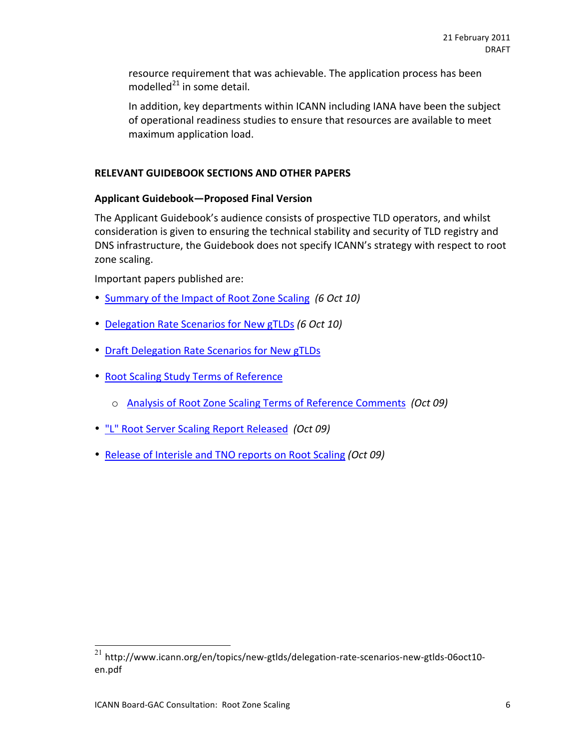resource requirement that was achievable. The application process has been modelled[21] in some detail.

In addition, key departments within ICANN including IANA have been the subject of operational readiness studies to ensure that resources are available to meet maximum application load.

## RELEVANT GUIDEBOOK SECTIONS AND OTHER PAPERS

### Applicant Guidebook—Proposed Final Version

The Applicant Guidebook's audience consists of prospective TLD operators, and whilst consideration is given to ensuring the technical stability and security of TLD registry and DNS infrastructure, the Guidebook does not specify ICANN's strategy with respect to root zone scaling.

Important papers published are:

- Summary of the Impact of Root Zone Scaling *(6 Oct 10)*
- Delegation Rate Scenarios for New gTLDs *(6 Oct 10)*
- Draft Delegation Rate Scenarios for New gTLDs
- Root Scaling Study Terms of Reference
    - Analysis of Root Zone Scaling Terms of Reference Comments *(Oct 09)*
- "L" Root Server Scaling Report Released *(Oct 09)*
- Release of Interisle and TNO reports on Root Scaling *(Oct 09)*

---

[21] http://www.icann.org/en/topics/new-gtlds/delegation-rate-scenarios-new-gtlds-06oct10-en.pdf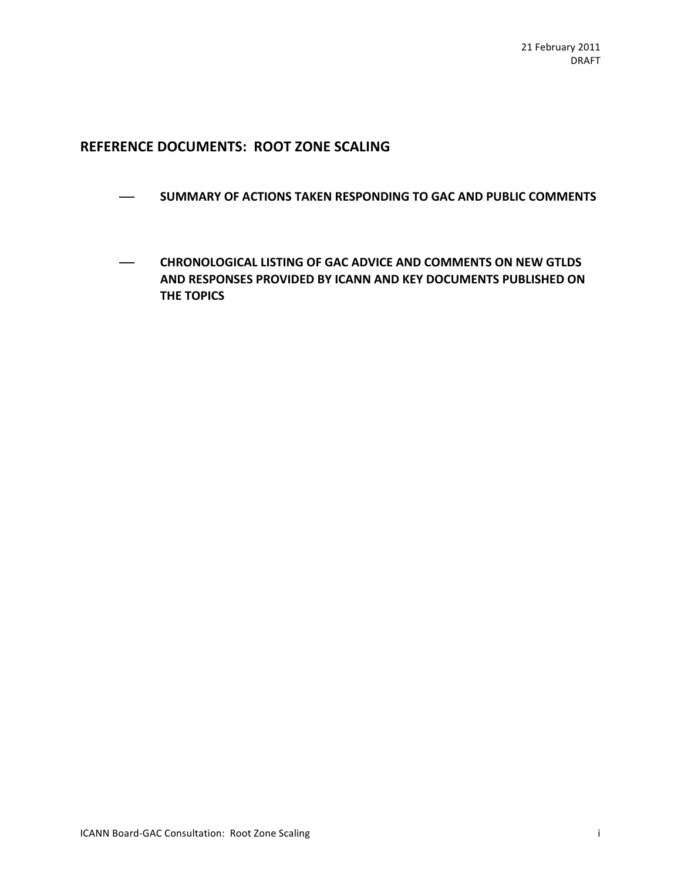21 February 2011
DRAFT

## REFERENCE DOCUMENTS: ROOT ZONE SCALING

- **SUMMARY OF ACTIONS TAKEN RESPONDING TO GAC AND PUBLIC COMMENTS**

- **CHRONOLOGICAL LISTING OF GAC ADVICE AND COMMENTS ON NEW GTLDS AND RESPONSES PROVIDED BY ICANN AND KEY DOCUMENTS PUBLISHED ON THE TOPICS**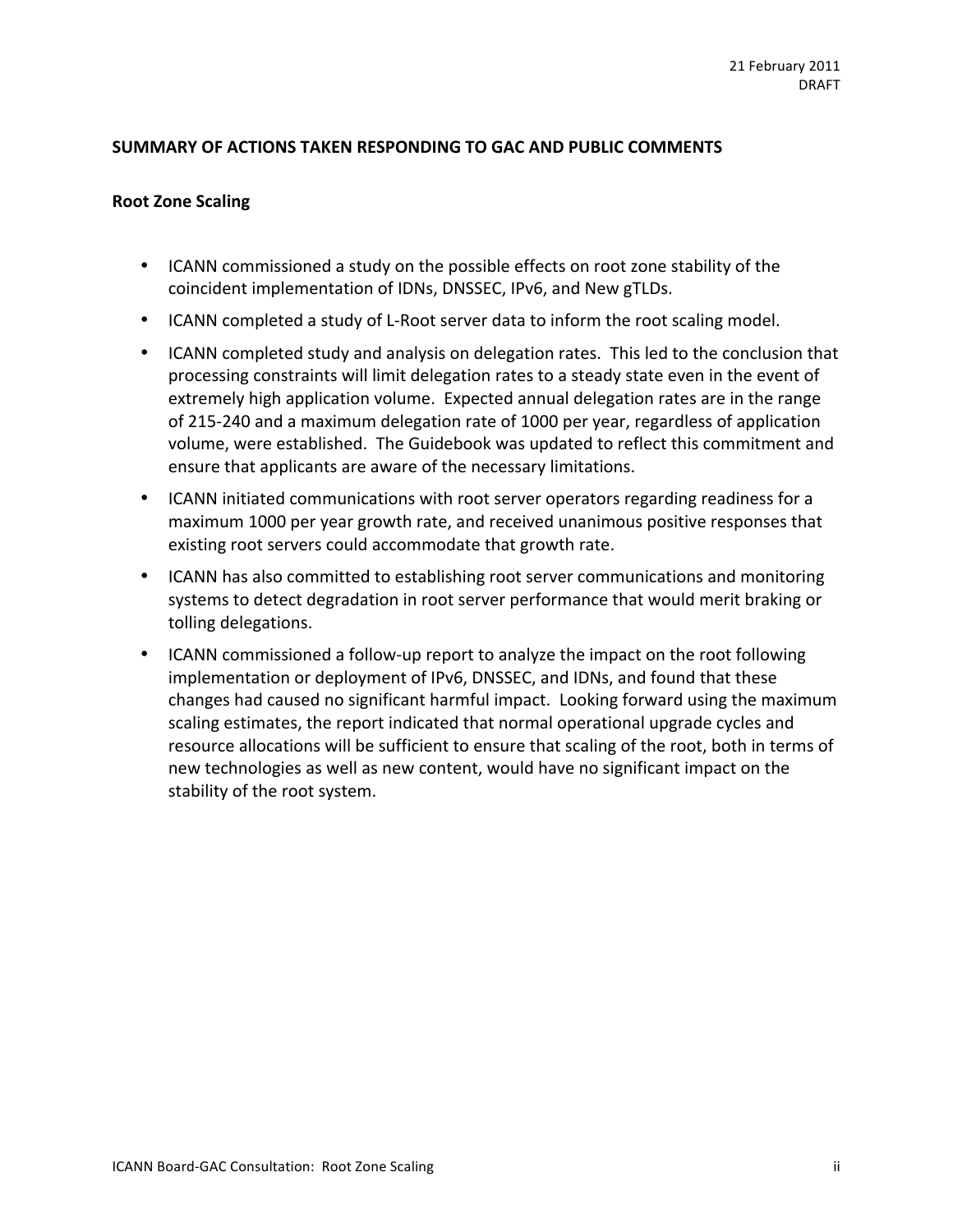21 February 2011
DRAFT

**SUMMARY OF ACTIONS TAKEN RESPONDING TO GAC AND PUBLIC COMMENTS**

**Root Zone Scaling**

- ICANN commissioned a study on the possible effects on root zone stability of the coincident implementation of IDNs, DNSSEC, IPv6, and New gTLDs.
- ICANN completed a study of L-Root server data to inform the root scaling model.
- ICANN completed study and analysis on delegation rates. This led to the conclusion that processing constraints will limit delegation rates to a steady state even in the event of extremely high application volume. Expected annual delegation rates are in the range of 215-240 and a maximum delegation rate of 1000 per year, regardless of application volume, were established. The Guidebook was updated to reflect this commitment and ensure that applicants are aware of the necessary limitations.
- ICANN initiated communications with root server operators regarding readiness for a maximum 1000 per year growth rate, and received unanimous positive responses that existing root servers could accommodate that growth rate.
- ICANN has also committed to establishing root server communications and monitoring systems to detect degradation in root server performance that would merit braking or tolling delegations.
- ICANN commissioned a follow-up report to analyze the impact on the root following implementation or deployment of IPv6, DNSSEC, and IDNs, and found that these changes had caused no significant harmful impact. Looking forward using the maximum scaling estimates, the report indicated that normal operational upgrade cycles and resource allocations will be sufficient to ensure that scaling of the root, both in terms of new technologies as well as new content, would have no significant impact on the stability of the root system.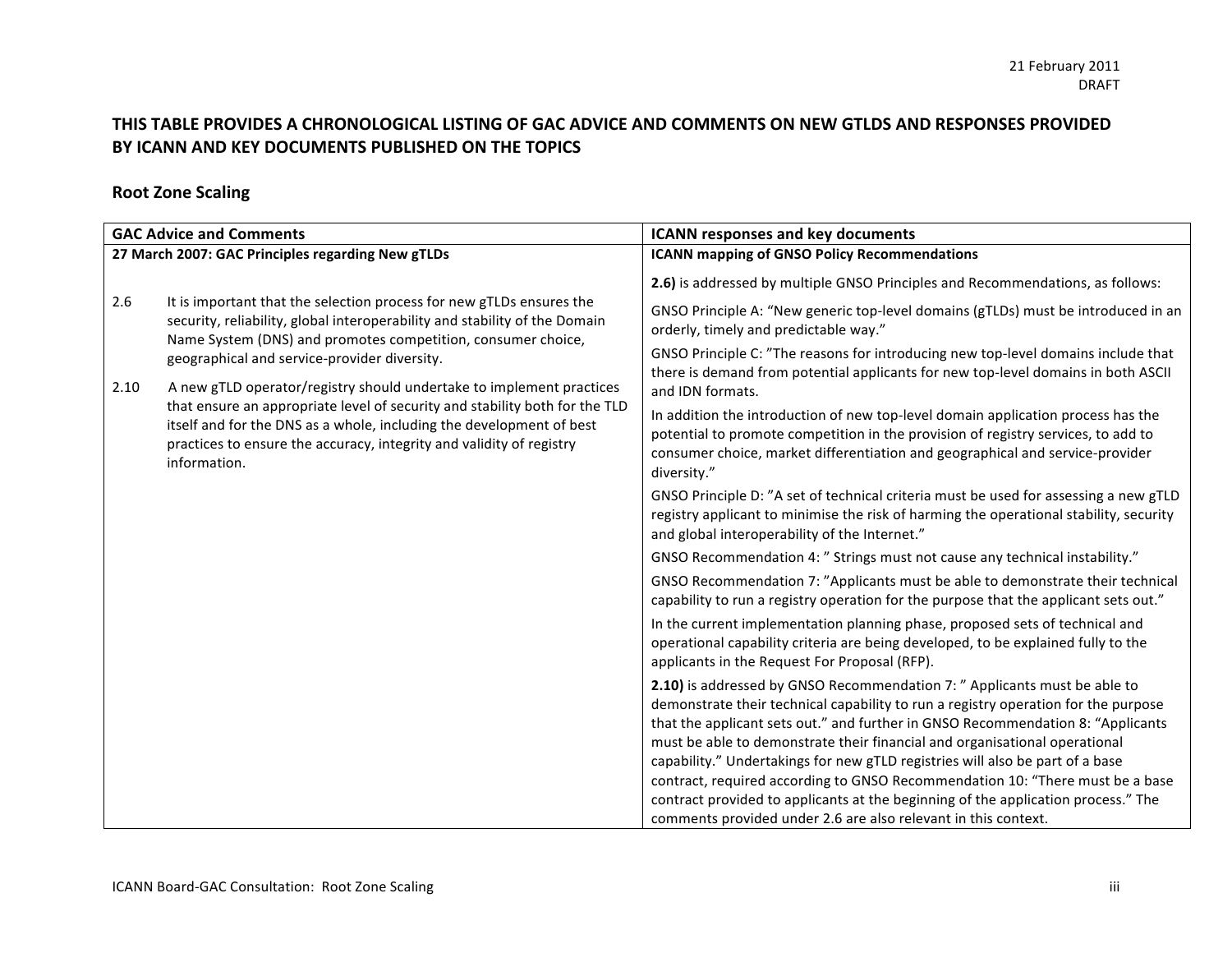21 February 2011
DRAFT

## THIS TABLE PROVIDES A CHRONOLOGICAL LISTING OF GAC ADVICE AND COMMENTS ON NEW GTLDS AND RESPONSES PROVIDED BY ICANN AND KEY DOCUMENTS PUBLISHED ON THE TOPICS

### Root Zone Scaling

| GAC Advice and Comments | ICANN responses and key documents |
|---|---|
| **27 March 2007: GAC Principles regarding New gTLDs**<br><br>2.6 It is important that the selection process for new gTLDs ensures the security, reliability, global interoperability and stability of the Domain Name System (DNS) and promotes competition, consumer choice, geographical and service-provider diversity.<br><br>2.10 A new gTLD operator/registry should undertake to implement practices that ensure an appropriate level of security and stability both for the TLD itself and for the DNS as a whole, including the development of best practices to ensure the accuracy, integrity and validity of registry information. | **ICANN mapping of GNSO Policy Recommendations**<br><br>**2.6)** is addressed by multiple GNSO Principles and Recommendations, as follows:<br><br>GNSO Principle A: "New generic top-level domains (gTLDs) must be introduced in an orderly, timely and predictable way."<br><br>GNSO Principle C: "The reasons for introducing new top-level domains include that there is demand from potential applicants for new top-level domains in both ASCII and IDN formats.<br><br>In addition the introduction of new top-level domain application process has the potential to promote competition in the provision of registry services, to add to consumer choice, market differentiation and geographical and service-provider diversity."<br><br>GNSO Principle D: "A set of technical criteria must be used for assessing a new gTLD registry applicant to minimise the risk of harming the operational stability, security and global interoperability of the Internet."<br><br>GNSO Recommendation 4: " Strings must not cause any technical instability."<br><br>GNSO Recommendation 7: "Applicants must be able to demonstrate their technical capability to run a registry operation for the purpose that the applicant sets out."<br><br>In the current implementation planning phase, proposed sets of technical and operational capability criteria are being developed, to be explained fully to the applicants in the Request For Proposal (RFP).<br><br>**2.10)** is addressed by GNSO Recommendation 7: " Applicants must be able to demonstrate their technical capability to run a registry operation for the purpose that the applicant sets out." and further in GNSO Recommendation 8: "Applicants must be able to demonstrate their financial and organisational operational capability." Undertakings for new gTLD registries will also be part of a base contract, required according to GNSO Recommendation 10: "There must be a base contract provided to applicants at the beginning of the application process." The comments provided under 2.6 are also relevant in this context. |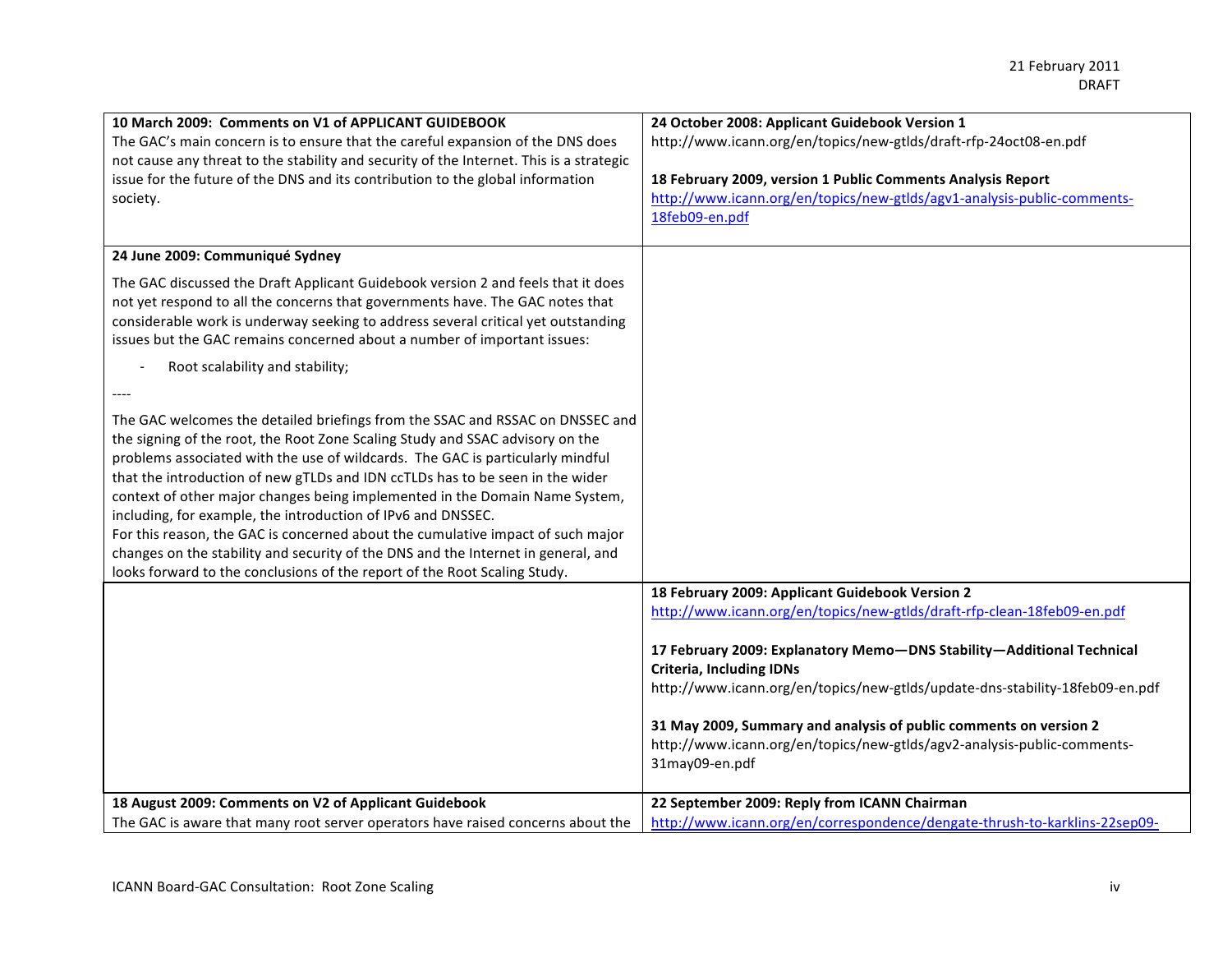| 10 March 2009: Comments on V1 of APPLICANT GUIDEBOOK | 24 October 2008: Applicant Guidebook Version 1 |
| --- | --- |
| **10 March 2009: Comments on V1 of APPLICANT GUIDEBOOK**<br>The GAC's main concern is to ensure that the careful expansion of the DNS does not cause any threat to the stability and security of the Internet. This is a strategic issue for the future of the DNS and its contribution to the global information society. | **24 October 2008: Applicant Guidebook Version 1**<br>http://www.icann.org/en/topics/new-gtlds/draft-rfp-24oct08-en.pdf<br><br>**18 February 2009, version 1 Public Comments Analysis Report**<br>http://www.icann.org/en/topics/new-gtlds/agv1-analysis-public-comments-18feb09-en.pdf |
| **24 June 2009: Communiqué Sydney**<br><br>The GAC discussed the Draft Applicant Guidebook version 2 and feels that it does not yet respond to all the concerns that governments have. The GAC notes that considerable work is underway seeking to address several critical yet outstanding issues but the GAC remains concerned about a number of important issues:<br><br>- Root scalability and stability;<br><br>----<br><br>The GAC welcomes the detailed briefings from the SSAC and RSSAC on DNSSEC and the signing of the root, the Root Zone Scaling Study and SSAC advisory on the problems associated with the use of wildcards. The GAC is particularly mindful that the introduction of new gTLDs and IDN ccTLDs has to be seen in the wider context of other major changes being implemented in the Domain Name System, including, for example, the introduction of IPv6 and DNSSEC.<br>For this reason, the GAC is concerned about the cumulative impact of such major changes on the stability and security of the DNS and the Internet in general, and looks forward to the conclusions of the report of the Root Scaling Study. | |
| | **18 February 2009: Applicant Guidebook Version 2**<br>http://www.icann.org/en/topics/new-gtlds/draft-rfp-clean-18feb09-en.pdf<br><br>**17 February 2009: Explanatory Memo—DNS Stability—Additional Technical Criteria, Including IDNs**<br>http://www.icann.org/en/topics/new-gtlds/update-dns-stability-18feb09-en.pdf<br><br>**31 May 2009, Summary and analysis of public comments on version 2**<br>http://www.icann.org/en/topics/new-gtlds/agv2-analysis-public-comments-31may09-en.pdf |
| **18 August 2009: Comments on V2 of Applicant Guidebook**<br>The GAC is aware that many root server operators have raised concerns about the | **22 September 2009: Reply from ICANN Chairman**<br>http://www.icann.org/en/correspondence/dengate-thrush-to-karklins-22sep09- |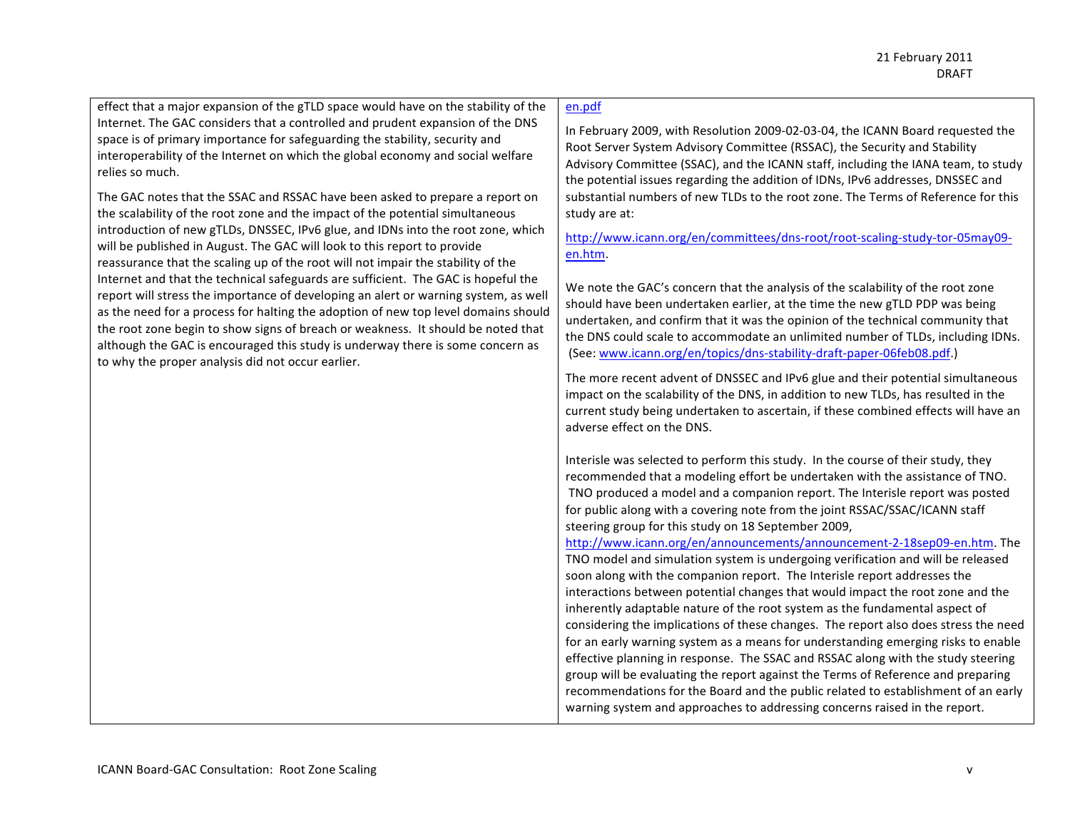| | |
|---|---|
| effect that a major expansion of the gTLD space would have on the stability of the Internet. The GAC considers that a controlled and prudent expansion of the DNS space is of primary importance for safeguarding the stability, security and interoperability of the Internet on which the global economy and social welfare relies so much.<br><br>The GAC notes that the SSAC and RSSAC have been asked to prepare a report on the scalability of the root zone and the impact of the potential simultaneous introduction of new gTLDs, DNSSEC, IPv6 glue, and IDNs into the root zone, which will be published in August. The GAC will look to this report to provide reassurance that the scaling up of the root will not impair the stability of the Internet and that the technical safeguards are sufficient. The GAC is hopeful the report will stress the importance of developing an alert or warning system, as well as the need for a process for halting the adoption of new top level domains should the root zone begin to show signs of breach or weakness. It should be noted that although the GAC is encouraged this study is underway there is some concern as to why the proper analysis did not occur earlier. | en.pdf<br><br>In February 2009, with Resolution 2009-02-03-04, the ICANN Board requested the Root Server System Advisory Committee (RSSAC), the Security and Stability Advisory Committee (SSAC), and the ICANN staff, including the IANA team, to study the potential issues regarding the addition of IDNs, IPv6 addresses, DNSSEC and substantial numbers of new TLDs to the root zone. The Terms of Reference for this study are at:<br><br>http://www.icann.org/en/committees/dns-root/root-scaling-study-tor-05may09-en.htm.<br><br>We note the GAC's concern that the analysis of the scalability of the root zone should have been undertaken earlier, at the time the new gTLD PDP was being undertaken, and confirm that it was the opinion of the technical community that the DNS could scale to accommodate an unlimited number of TLDs, including IDNs. (See: www.icann.org/en/topics/dns-stability-draft-paper-06feb08.pdf.)<br><br>The more recent advent of DNSSEC and IPv6 glue and their potential simultaneous impact on the scalability of the DNS, in addition to new TLDs, has resulted in the current study being undertaken to ascertain, if these combined effects will have an adverse effect on the DNS.<br><br>Interisle was selected to perform this study. In the course of their study, they recommended that a modeling effort be undertaken with the assistance of TNO. TNO produced a model and a companion report. The Interisle report was posted for public along with a covering note from the joint RSSAC/SSAC/ICANN staff steering group for this study on 18 September 2009, http://www.icann.org/en/announcements/announcement-2-18sep09-en.htm. The TNO model and simulation system is undergoing verification and will be released soon along with the companion report. The Interisle report addresses the interactions between potential changes that would impact the root zone and the inherently adaptable nature of the root system as the fundamental aspect of considering the implications of these changes. The report also does stress the need for an early warning system as a means for understanding emerging risks to enable effective planning in response. The SSAC and RSSAC along with the study steering group will be evaluating the report against the Terms of Reference and preparing recommendations for the Board and the public related to establishment of an early warning system and approaches to addressing concerns raised in the report. |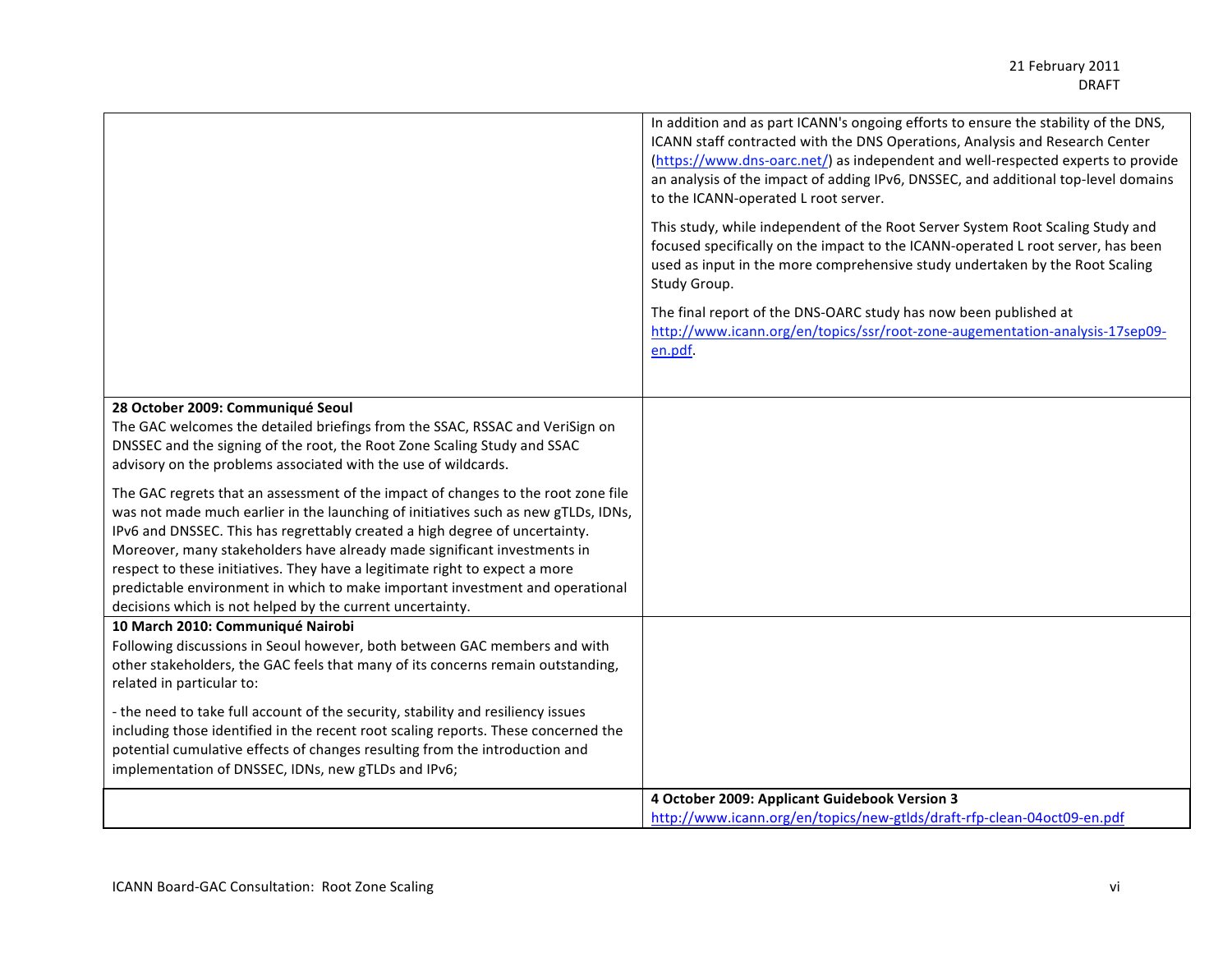| | |
|---|---|
| | In addition and as part ICANN's ongoing efforts to ensure the stability of the DNS, ICANN staff contracted with the DNS Operations, Analysis and Research Center (https://www.dns-oarc.net/) as independent and well-respected experts to provide an analysis of the impact of adding IPv6, DNSSEC, and additional top-level domains to the ICANN-operated L root server.<br><br>This study, while independent of the Root Server System Root Scaling Study and focused specifically on the impact to the ICANN-operated L root server, has been used as input in the more comprehensive study undertaken by the Root Scaling Study Group.<br><br>The final report of the DNS-OARC study has now been published at http://www.icann.org/en/topics/ssr/root-zone-augementation-analysis-17sep09-en.pdf. |
| **28 October 2009: Communiqué Seoul**<br>The GAC welcomes the detailed briefings from the SSAC, RSSAC and VeriSign on DNSSEC and the signing of the root, the Root Zone Scaling Study and SSAC advisory on the problems associated with the use of wildcards.<br><br>The GAC regrets that an assessment of the impact of changes to the root zone file was not made much earlier in the launching of initiatives such as new gTLDs, IDNs, IPv6 and DNSSEC. This has regrettably created a high degree of uncertainty. Moreover, many stakeholders have already made significant investments in respect to these initiatives. They have a legitimate right to expect a more predictable environment in which to make important investment and operational decisions which is not helped by the current uncertainty. | |
| **10 March 2010: Communiqué Nairobi**<br>Following discussions in Seoul however, both between GAC members and with other stakeholders, the GAC feels that many of its concerns remain outstanding, related in particular to:<br><br>- the need to take full account of the security, stability and resiliency issues including those identified in the recent root scaling reports. These concerned the potential cumulative effects of changes resulting from the introduction and implementation of DNSSEC, IDNs, new gTLDs and IPv6; | |
| | **4 October 2009: Applicant Guidebook Version 3**<br>http://www.icann.org/en/topics/new-gtlds/draft-rfp-clean-04oct09-en.pdf |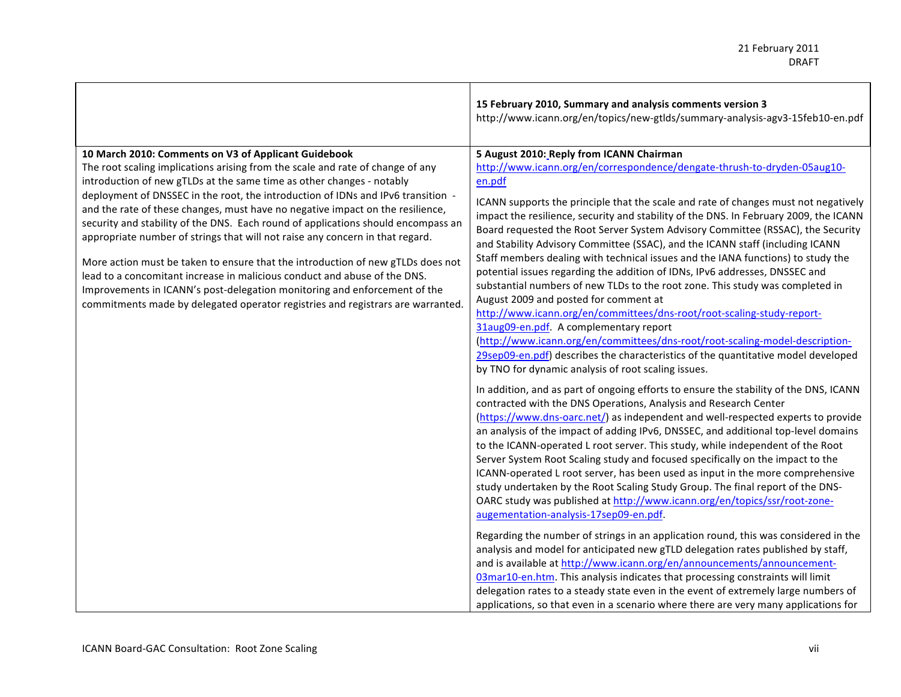| | **15 February 2010, Summary and analysis comments version 3**<br>http://www.icann.org/en/topics/new-gtlds/summary-analysis-agv3-15feb10-en.pdf |
|---|---|
| **10 March 2010: Comments on V3 of Applicant Guidebook**<br>The root scaling implications arising from the scale and rate of change of any introduction of new gTLDs at the same time as other changes - notably deployment of DNSSEC in the root, the introduction of IDNs and IPv6 transition - and the rate of these changes, must have no negative impact on the resilience, security and stability of the DNS. Each round of applications should encompass an appropriate number of strings that will not raise any concern in that regard.<br><br>More action must be taken to ensure that the introduction of new gTLDs does not lead to a concomitant increase in malicious conduct and abuse of the DNS. Improvements in ICANN's post-delegation monitoring and enforcement of the commitments made by delegated operator registries and registrars are warranted. | **5 August 2010: Reply from ICANN Chairman**<br>http://www.icann.org/en/correspondence/dengate-thrush-to-dryden-05aug10-en.pdf<br><br>ICANN supports the principle that the scale and rate of changes must not negatively impact the resilience, security and stability of the DNS. In February 2009, the ICANN Board requested the Root Server System Advisory Committee (RSSAC), the Security and Stability Advisory Committee (SSAC), and the ICANN staff (including ICANN Staff members dealing with technical issues and the IANA functions) to study the potential issues regarding the addition of IDNs, IPv6 addresses, DNSSEC and substantial numbers of new TLDs to the root zone. This study was completed in August 2009 and posted for comment at http://www.icann.org/en/committees/dns-root/root-scaling-study-report-31aug09-en.pdf. A complementary report (http://www.icann.org/en/committees/dns-root/root-scaling-model-description-29sep09-en.pdf) describes the characteristics of the quantitative model developed by TNO for dynamic analysis of root scaling issues.<br><br>In addition, and as part of ongoing efforts to ensure the stability of the DNS, ICANN contracted with the DNS Operations, Analysis and Research Center (https://www.dns-oarc.net/) as independent and well-respected experts to provide an analysis of the impact of adding IPv6, DNSSEC, and additional top-level domains to the ICANN-operated L root server. This study, while independent of the Root Server System Root Scaling study and focused specifically on the impact to the ICANN-operated L root server, has been used as input in the more comprehensive study undertaken by the Root Scaling Study Group. The final report of the DNS-OARC study was published at http://www.icann.org/en/topics/ssr/root-zone-augementation-analysis-17sep09-en.pdf.<br><br>Regarding the number of strings in an application round, this was considered in the analysis and model for anticipated new gTLD delegation rates published by staff, and is available at http://www.icann.org/en/announcements/announcement-03mar10-en.htm. This analysis indicates that processing constraints will limit delegation rates to a steady state even in the event of extremely large numbers of applications, so that even in a scenario where there are very many applications for |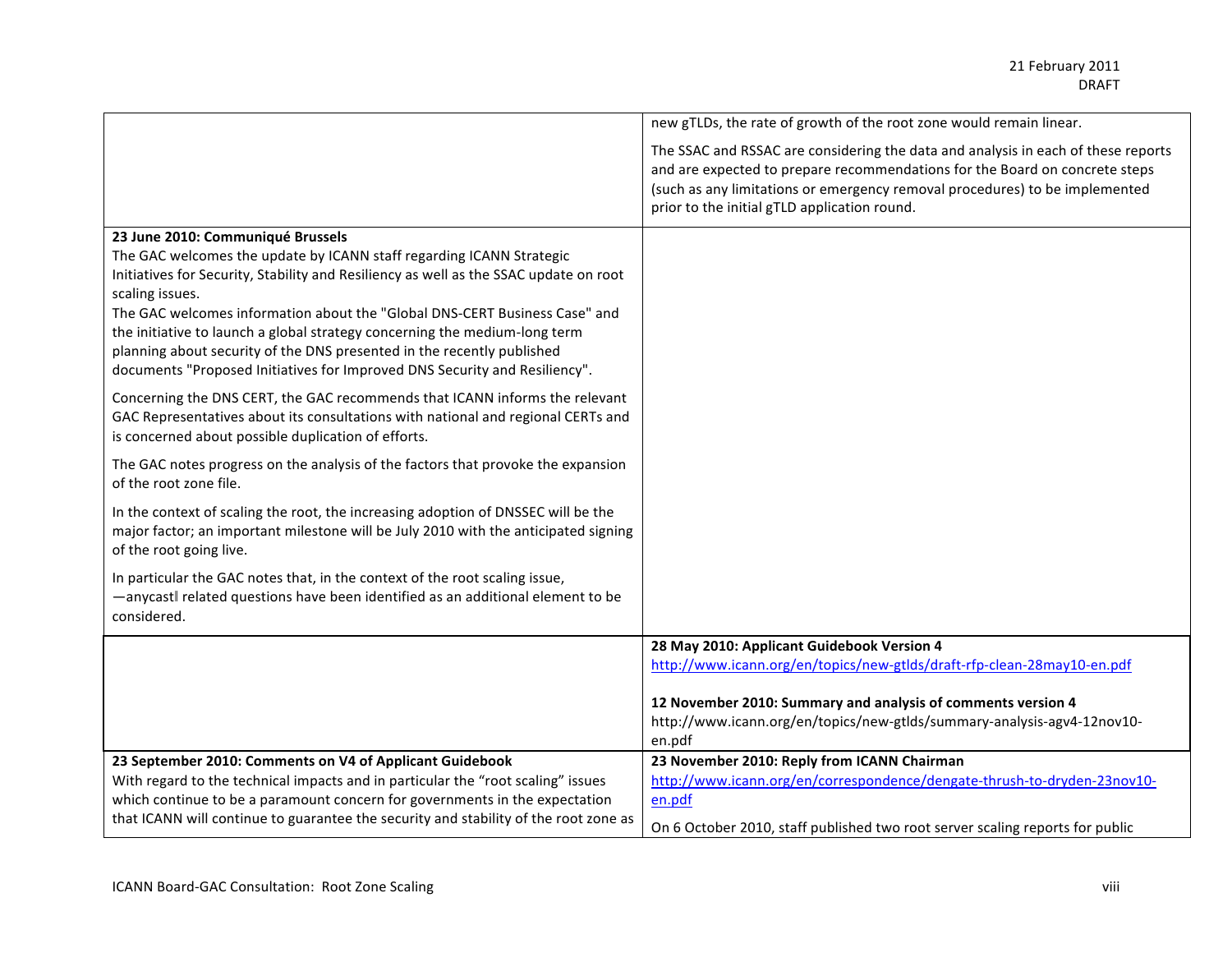| | |
|---|---|
| | new gTLDs, the rate of growth of the root zone would remain linear.<br><br>The SSAC and RSSAC are considering the data and analysis in each of these reports and are expected to prepare recommendations for the Board on concrete steps (such as any limitations or emergency removal procedures) to be implemented prior to the initial gTLD application round. |
| **23 June 2010: Communiqué Brussels**<br>The GAC welcomes the update by ICANN staff regarding ICANN Strategic Initiatives for Security, Stability and Resiliency as well as the SSAC update on root scaling issues.<br>The GAC welcomes information about the "Global DNS-CERT Business Case" and the initiative to launch a global strategy concerning the medium-long term planning about security of the DNS presented in the recently published documents "Proposed Initiatives for Improved DNS Security and Resiliency".<br><br>Concerning the DNS CERT, the GAC recommends that ICANN informs the relevant GAC Representatives about its consultations with national and regional CERTs and is concerned about possible duplication of efforts.<br><br>The GAC notes progress on the analysis of the factors that provoke the expansion of the root zone file.<br><br>In the context of scaling the root, the increasing adoption of DNSSEC will be the major factor; an important milestone will be July 2010 with the anticipated signing of the root going live.<br><br>In particular the GAC notes that, in the context of the root scaling issue, —anycast‖ related questions have been identified as an additional element to be considered. | |
| | **28 May 2010: Applicant Guidebook Version 4**<br>http://www.icann.org/en/topics/new-gtlds/draft-rfp-clean-28may10-en.pdf<br><br>**12 November 2010: Summary and analysis of comments version 4**<br>http://www.icann.org/en/topics/new-gtlds/summary-analysis-agv4-12nov10-en.pdf |
| **23 September 2010: Comments on V4 of Applicant Guidebook**<br>With regard to the technical impacts and in particular the "root scaling" issues which continue to be a paramount concern for governments in the expectation that ICANN will continue to guarantee the security and stability of the root zone as | **23 November 2010: Reply from ICANN Chairman**<br>http://www.icann.org/en/correspondence/dengate-thrush-to-dryden-23nov10-en.pdf<br><br>On 6 October 2010, staff published two root server scaling reports for public |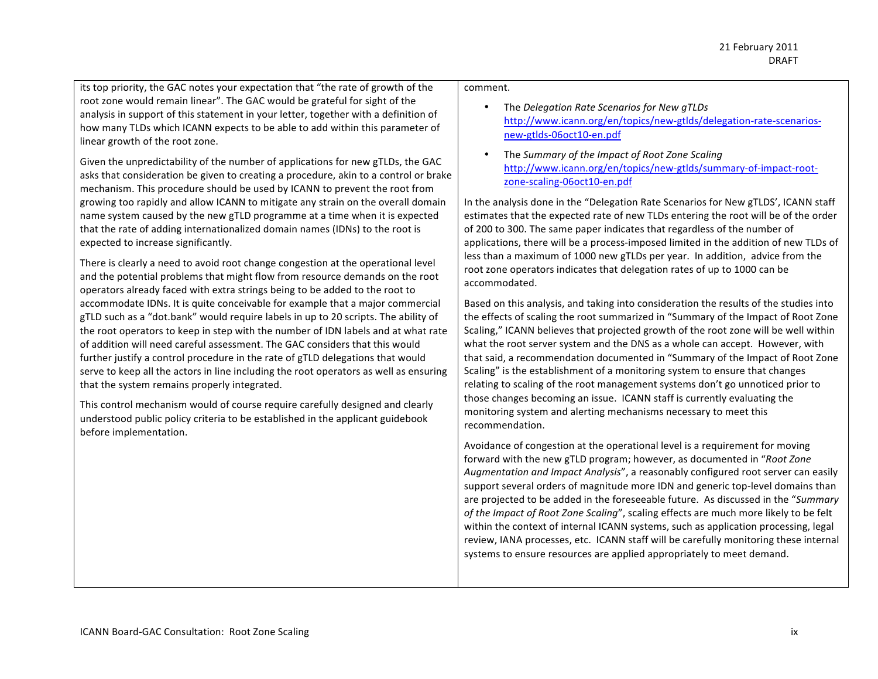| | |
|---|---|
| its top priority, the GAC notes your expectation that "the rate of growth of the root zone would remain linear". The GAC would be grateful for sight of the analysis in support of this statement in your letter, together with a definition of how many TLDs which ICANN expects to be able to add within this parameter of linear growth of the root zone.<br><br>Given the unpredictability of the number of applications for new gTLDs, the GAC asks that consideration be given to creating a procedure, akin to a control or brake mechanism. This procedure should be used by ICANN to prevent the root from growing too rapidly and allow ICANN to mitigate any strain on the overall domain name system caused by the new gTLD programme at a time when it is expected that the rate of adding internationalized domain names (IDNs) to the root is expected to increase significantly.<br><br>There is clearly a need to avoid root change congestion at the operational level and the potential problems that might flow from resource demands on the root operators already faced with extra strings being to be added to the root to accommodate IDNs. It is quite conceivable for example that a major commercial gTLD such as a "dot.bank" would require labels in up to 20 scripts. The ability of the root operators to keep in step with the number of IDN labels and at what rate of addition will need careful assessment. The GAC considers that this would further justify a control procedure in the rate of gTLD delegations that would serve to keep all the actors in line including the root operators as well as ensuring that the system remains properly integrated.<br><br>This control mechanism would of course require carefully designed and clearly understood public policy criteria to be established in the applicant guidebook before implementation. | comment.<br><br>• The *Delegation Rate Scenarios for New gTLDs* http://www.icann.org/en/topics/new-gtlds/delegation-rate-scenarios-new-gtlds-06oct10-en.pdf<br><br>• The *Summary of the Impact of Root Zone Scaling* http://www.icann.org/en/topics/new-gtlds/summary-of-impact-root-zone-scaling-06oct10-en.pdf<br><br>In the analysis done in the "Delegation Rate Scenarios for New gTLDS', ICANN staff estimates that the expected rate of new TLDs entering the root will be of the order of 200 to 300. The same paper indicates that regardless of the number of applications, there will be a process-imposed limited in the addition of new TLDs of less than a maximum of 1000 new gTLDs per year. In addition, advice from the root zone operators indicates that delegation rates of up to 1000 can be accommodated.<br><br>Based on this analysis, and taking into consideration the results of the studies into the effects of scaling the root summarized in "Summary of the Impact of Root Zone Scaling," ICANN believes that projected growth of the root zone will be well within what the root server system and the DNS as a whole can accept. However, with that said, a recommendation documented in "Summary of the Impact of Root Zone Scaling" is the establishment of a monitoring system to ensure that changes relating to scaling of the root management systems don't go unnoticed prior to those changes becoming an issue. ICANN staff is currently evaluating the monitoring system and alerting mechanisms necessary to meet this recommendation.<br><br>Avoidance of congestion at the operational level is a requirement for moving forward with the new gTLD program; however, as documented in "*Root Zone Augmentation and Impact Analysis*", a reasonably configured root server can easily support several orders of magnitude more IDN and generic top-level domains than are projected to be added in the foreseeable future. As discussed in the "*Summary of the Impact of Root Zone Scaling*", scaling effects are much more likely to be felt within the context of internal ICANN systems, such as application processing, legal review, IANA processes, etc. ICANN staff will be carefully monitoring these internal systems to ensure resources are applied appropriately to meet demand. |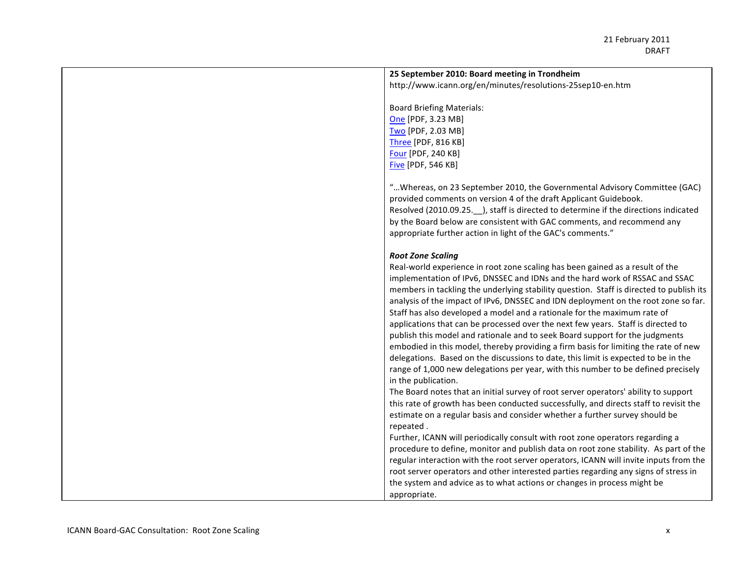| | **25 September 2010: Board meeting in Trondheim**<br>http://www.icann.org/en/minutes/resolutions-25sep10-en.htm<br><br>Board Briefing Materials:<br>One [PDF, 3.23 MB]<br>Two [PDF, 2.03 MB]<br>Three [PDF, 816 KB]<br>Four [PDF, 240 KB]<br>Five [PDF, 546 KB]<br><br>"…Whereas, on 23 September 2010, the Governmental Advisory Committee (GAC) provided comments on version 4 of the draft Applicant Guidebook.<br>Resolved (2010.09.25.__), staff is directed to determine if the directions indicated by the Board below are consistent with GAC comments, and recommend any appropriate further action in light of the GAC's comments."<br><br>***Root Zone Scaling***<br>Real-world experience in root zone scaling has been gained as a result of the implementation of IPv6, DNSSEC and IDNs and the hard work of RSSAC and SSAC members in tackling the underlying stability question. Staff is directed to publish its analysis of the impact of IPv6, DNSSEC and IDN deployment on the root zone so far. Staff has also developed a model and a rationale for the maximum rate of applications that can be processed over the next few years. Staff is directed to publish this model and rationale and to seek Board support for the judgments embodied in this model, thereby providing a firm basis for limiting the rate of new delegations. Based on the discussions to date, this limit is expected to be in the range of 1,000 new delegations per year, with this number to be defined precisely in the publication.<br>The Board notes that an initial survey of root server operators' ability to support this rate of growth has been conducted successfully, and directs staff to revisit the estimate on a regular basis and consider whether a further survey should be repeated .<br>Further, ICANN will periodically consult with root zone operators regarding a procedure to define, monitor and publish data on root zone stability. As part of the regular interaction with the root server operators, ICANN will invite inputs from the root server operators and other interested parties regarding any signs of stress in the system and advice as to what actions or changes in process might be appropriate. |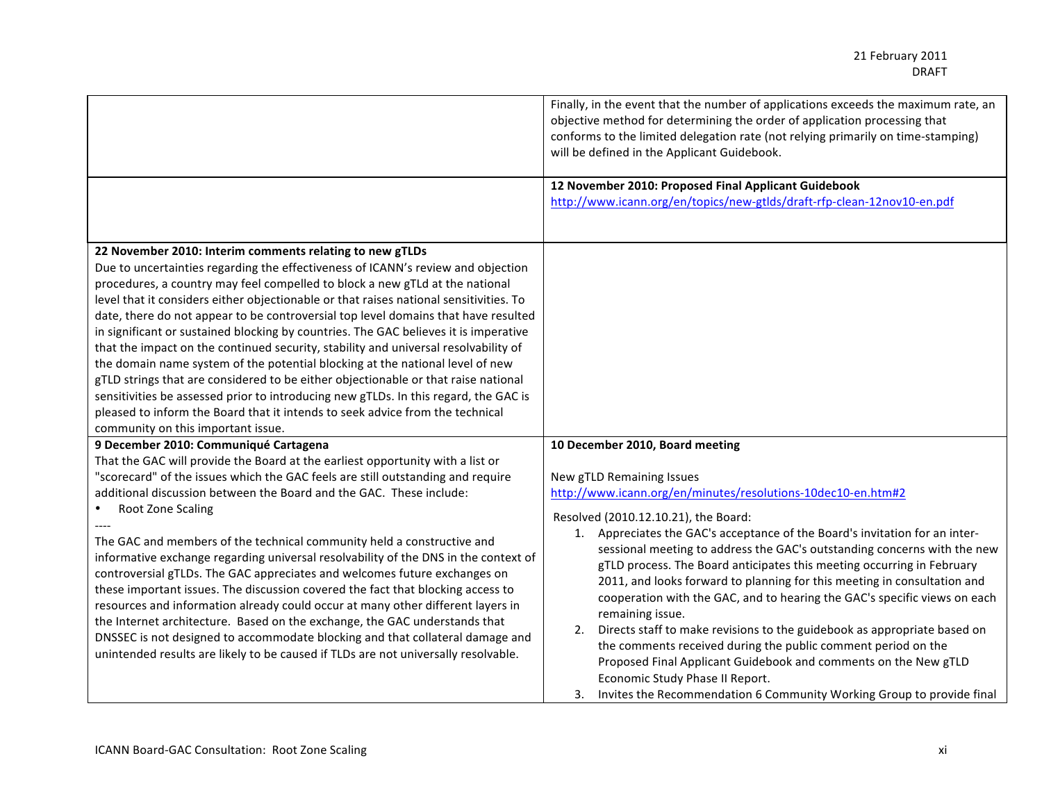| | |
|---|---|
| | Finally, in the event that the number of applications exceeds the maximum rate, an objective method for determining the order of application processing that conforms to the limited delegation rate (not relying primarily on time-stamping) will be defined in the Applicant Guidebook. |
| | **12 November 2010: Proposed Final Applicant Guidebook**<br>http://www.icann.org/en/topics/new-gtlds/draft-rfp-clean-12nov10-en.pdf |
| **22 November 2010: Interim comments relating to new gTLDs**<br>Due to uncertainties regarding the effectiveness of ICANN's review and objection procedures, a country may feel compelled to block a new gTLd at the national level that it considers either objectionable or that raises national sensitivities. To date, there do not appear to be controversial top level domains that have resulted in significant or sustained blocking by countries. The GAC believes it is imperative that the impact on the continued security, stability and universal resolvability of the domain name system of the potential blocking at the national level of new gTLD strings that are considered to be either objectionable or that raise national sensitivities be assessed prior to introducing new gTLDs. In this regard, the GAC is pleased to inform the Board that it intends to seek advice from the technical community on this important issue. | |
| **9 December 2010: Communiqué Cartagena**<br>That the GAC will provide the Board at the earliest opportunity with a list or "scorecard" of the issues which the GAC feels are still outstanding and require additional discussion between the Board and the GAC. These include:<br>• Root Zone Scaling<br>----<br>The GAC and members of the technical community held a constructive and informative exchange regarding universal resolvability of the DNS in the context of controversial gTLDs. The GAC appreciates and welcomes future exchanges on these important issues. The discussion covered the fact that blocking access to resources and information already could occur at many other different layers in the Internet architecture. Based on the exchange, the GAC understands that DNSSEC is not designed to accommodate blocking and that collateral damage and unintended results are likely to be caused if TLDs are not universally resolvable. | **10 December 2010, Board meeting**<br><br>New gTLD Remaining Issues<br>http://www.icann.org/en/minutes/resolutions-10dec10-en.htm#2<br><br>Resolved (2010.12.10.21), the Board:<br>1. Appreciates the GAC's acceptance of the Board's invitation for an inter-sessional meeting to address the GAC's outstanding concerns with the new gTLD process. The Board anticipates this meeting occurring in February 2011, and looks forward to planning for this meeting in consultation and cooperation with the GAC, and to hearing the GAC's specific views on each remaining issue.<br>2. Directs staff to make revisions to the guidebook as appropriate based on the comments received during the public comment period on the Proposed Final Applicant Guidebook and comments on the New gTLD Economic Study Phase II Report.<br>3. Invites the Recommendation 6 Community Working Group to provide final |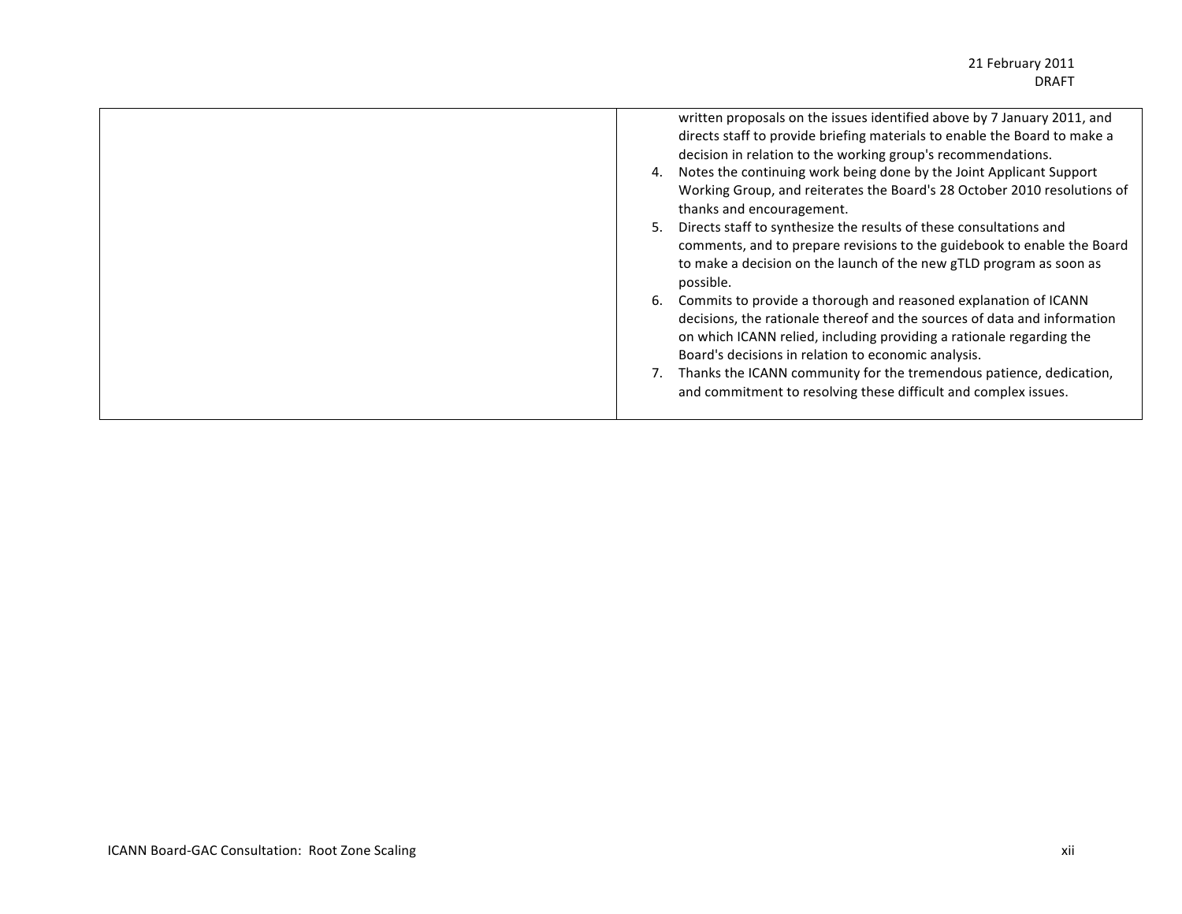| | |
|---|---|
| | written proposals on the issues identified above by 7 January 2011, and directs staff to provide briefing materials to enable the Board to make a decision in relation to the working group's recommendations.<br>4. Notes the continuing work being done by the Joint Applicant Support Working Group, and reiterates the Board's 28 October 2010 resolutions of thanks and encouragement.<br>5. Directs staff to synthesize the results of these consultations and comments, and to prepare revisions to the guidebook to enable the Board to make a decision on the launch of the new gTLD program as soon as possible.<br>6. Commits to provide a thorough and reasoned explanation of ICANN decisions, the rationale thereof and the sources of data and information on which ICANN relied, including providing a rationale regarding the Board's decisions in relation to economic analysis.<br>7. Thanks the ICANN community for the tremendous patience, dedication, and commitment to resolving these difficult and complex issues. |